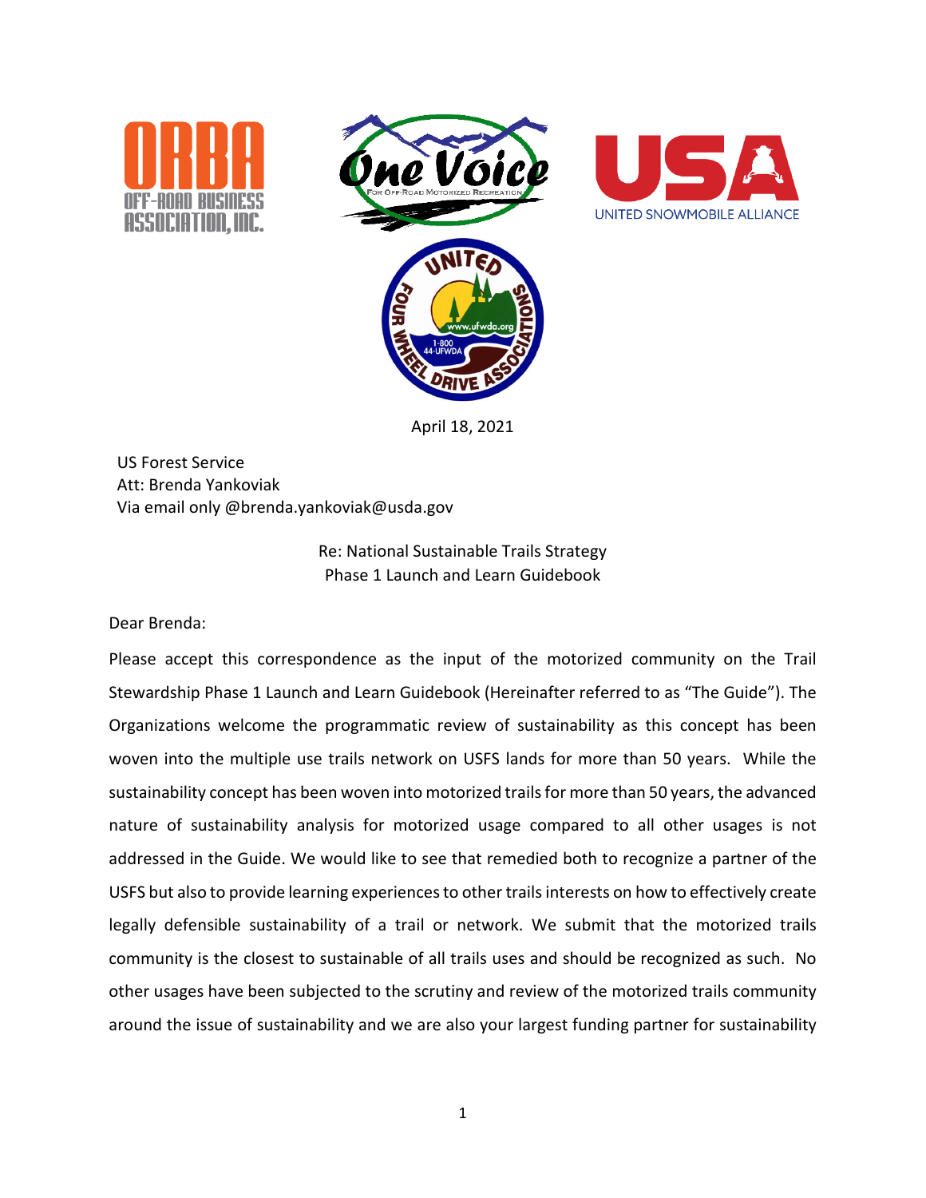April 18, 2021

US Forest Service
Att: Brenda Yankoviak
Via email only @brenda.yankoviak@usda.gov

Re: National Sustainable Trails Strategy
Phase 1 Launch and Learn Guidebook

Dear Brenda:

Please accept this correspondence as the input of the motorized community on the Trail Stewardship Phase 1 Launch and Learn Guidebook (Hereinafter referred to as "The Guide"). The Organizations welcome the programmatic review of sustainability as this concept has been woven into the multiple use trails network on USFS lands for more than 50 years. While the sustainability concept has been woven into motorized trails for more than 50 years, the advanced nature of sustainability analysis for motorized usage compared to all other usages is not addressed in the Guide. We would like to see that remedied both to recognize a partner of the USFS but also to provide learning experiences to other trails interests on how to effectively create legally defensible sustainability of a trail or network. We submit that the motorized trails community is the closest to sustainable of all trails uses and should be recognized as such. No other usages have been subjected to the scrutiny and review of the motorized trails community around the issue of sustainability and we are also your largest funding partner for sustainability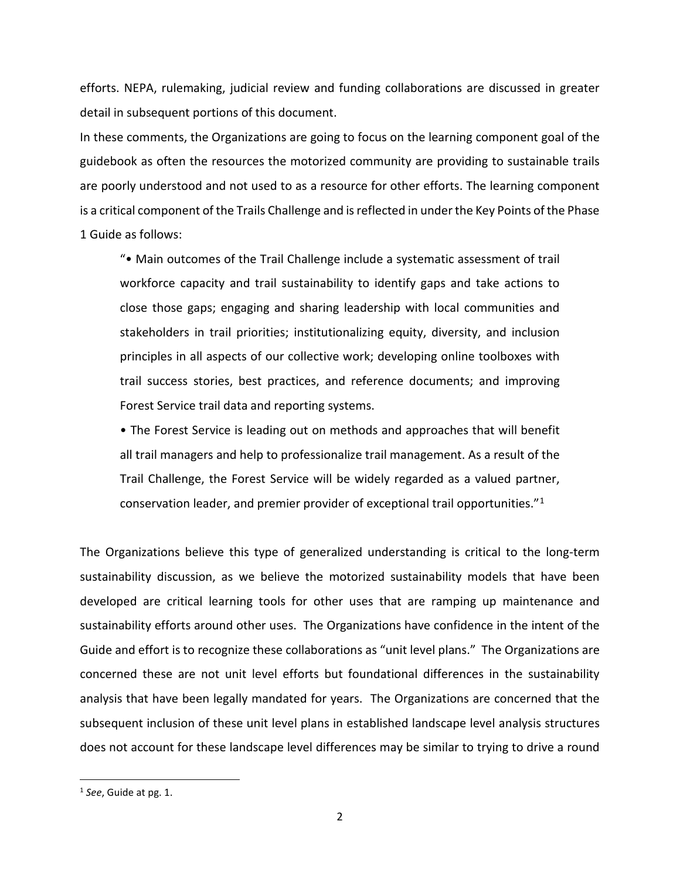efforts. NEPA, rulemaking, judicial review and funding collaborations are discussed in greater detail in subsequent portions of this document.

In these comments, the Organizations are going to focus on the learning component goal of the guidebook as often the resources the motorized community are providing to sustainable trails are poorly understood and not used to as a resource for other efforts. The learning component is a critical component of the Trails Challenge and is reflected in under the Key Points of the Phase 1 Guide as follows:

> "• Main outcomes of the Trail Challenge include a systematic assessment of trail workforce capacity and trail sustainability to identify gaps and take actions to close those gaps; engaging and sharing leadership with local communities and stakeholders in trail priorities; institutionalizing equity, diversity, and inclusion principles in all aspects of our collective work; developing online toolboxes with trail success stories, best practices, and reference documents; and improving Forest Service trail data and reporting systems.
>
> • The Forest Service is leading out on methods and approaches that will benefit all trail managers and help to professionalize trail management. As a result of the Trail Challenge, the Forest Service will be widely regarded as a valued partner, conservation leader, and premier provider of exceptional trail opportunities."[1]

The Organizations believe this type of generalized understanding is critical to the long-term sustainability discussion, as we believe the motorized sustainability models that have been developed are critical learning tools for other uses that are ramping up maintenance and sustainability efforts around other uses. The Organizations have confidence in the intent of the Guide and effort is to recognize these collaborations as "unit level plans." The Organizations are concerned these are not unit level efforts but foundational differences in the sustainability analysis that have been legally mandated for years. The Organizations are concerned that the subsequent inclusion of these unit level plans in established landscape level analysis structures does not account for these landscape level differences may be similar to trying to drive a round

[1] *See*, Guide at pg. 1.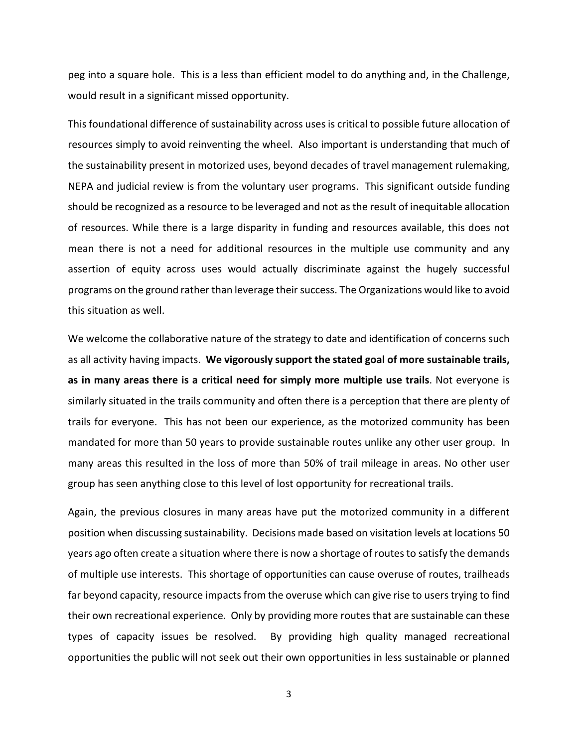peg into a square hole. This is a less than efficient model to do anything and, in the Challenge, would result in a significant missed opportunity.

This foundational difference of sustainability across uses is critical to possible future allocation of resources simply to avoid reinventing the wheel. Also important is understanding that much of the sustainability present in motorized uses, beyond decades of travel management rulemaking, NEPA and judicial review is from the voluntary user programs. This significant outside funding should be recognized as a resource to be leveraged and not as the result of inequitable allocation of resources. While there is a large disparity in funding and resources available, this does not mean there is not a need for additional resources in the multiple use community and any assertion of equity across uses would actually discriminate against the hugely successful programs on the ground rather than leverage their success. The Organizations would like to avoid this situation as well.

We welcome the collaborative nature of the strategy to date and identification of concerns such as all activity having impacts. **We vigorously support the stated goal of more sustainable trails, as in many areas there is a critical need for simply more multiple use trails**. Not everyone is similarly situated in the trails community and often there is a perception that there are plenty of trails for everyone. This has not been our experience, as the motorized community has been mandated for more than 50 years to provide sustainable routes unlike any other user group. In many areas this resulted in the loss of more than 50% of trail mileage in areas. No other user group has seen anything close to this level of lost opportunity for recreational trails.

Again, the previous closures in many areas have put the motorized community in a different position when discussing sustainability. Decisions made based on visitation levels at locations 50 years ago often create a situation where there is now a shortage of routes to satisfy the demands of multiple use interests. This shortage of opportunities can cause overuse of routes, trailheads far beyond capacity, resource impacts from the overuse which can give rise to users trying to find their own recreational experience. Only by providing more routes that are sustainable can these types of capacity issues be resolved. By providing high quality managed recreational opportunities the public will not seek out their own opportunities in less sustainable or planned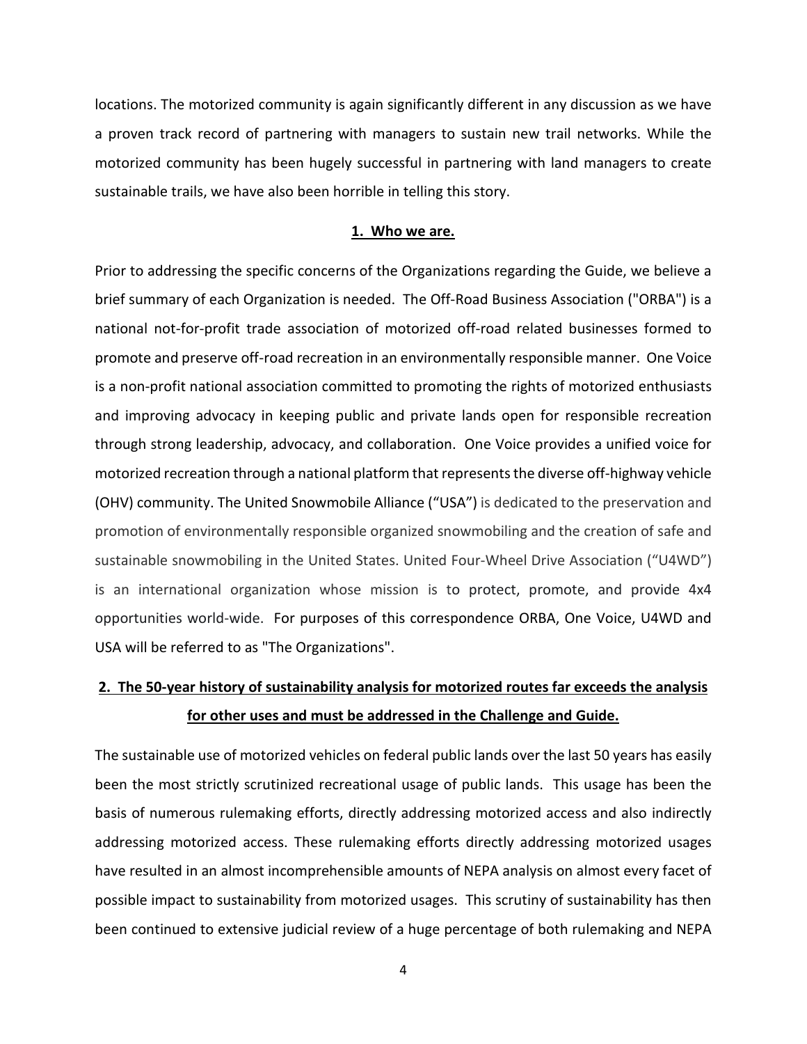locations. The motorized community is again significantly different in any discussion as we have a proven track record of partnering with managers to sustain new trail networks. While the motorized community has been hugely successful in partnering with land managers to create sustainable trails, we have also been horrible in telling this story.

## 1. Who we are.

Prior to addressing the specific concerns of the Organizations regarding the Guide, we believe a brief summary of each Organization is needed. The Off-Road Business Association ("ORBA") is a national not-for-profit trade association of motorized off-road related businesses formed to promote and preserve off-road recreation in an environmentally responsible manner. One Voice is a non-profit national association committed to promoting the rights of motorized enthusiasts and improving advocacy in keeping public and private lands open for responsible recreation through strong leadership, advocacy, and collaboration. One Voice provides a unified voice for motorized recreation through a national platform that represents the diverse off-highway vehicle (OHV) community. The United Snowmobile Alliance ("USA") is dedicated to the preservation and promotion of environmentally responsible organized snowmobiling and the creation of safe and sustainable snowmobiling in the United States. United Four-Wheel Drive Association ("U4WD") is an international organization whose mission is to protect, promote, and provide 4x4 opportunities world-wide. For purposes of this correspondence ORBA, One Voice, U4WD and USA will be referred to as "The Organizations".

## 2. The 50-year history of sustainability analysis for motorized routes far exceeds the analysis for other uses and must be addressed in the Challenge and Guide.

The sustainable use of motorized vehicles on federal public lands over the last 50 years has easily been the most strictly scrutinized recreational usage of public lands. This usage has been the basis of numerous rulemaking efforts, directly addressing motorized access and also indirectly addressing motorized access. These rulemaking efforts directly addressing motorized usages have resulted in an almost incomprehensible amounts of NEPA analysis on almost every facet of possible impact to sustainability from motorized usages. This scrutiny of sustainability has then been continued to extensive judicial review of a huge percentage of both rulemaking and NEPA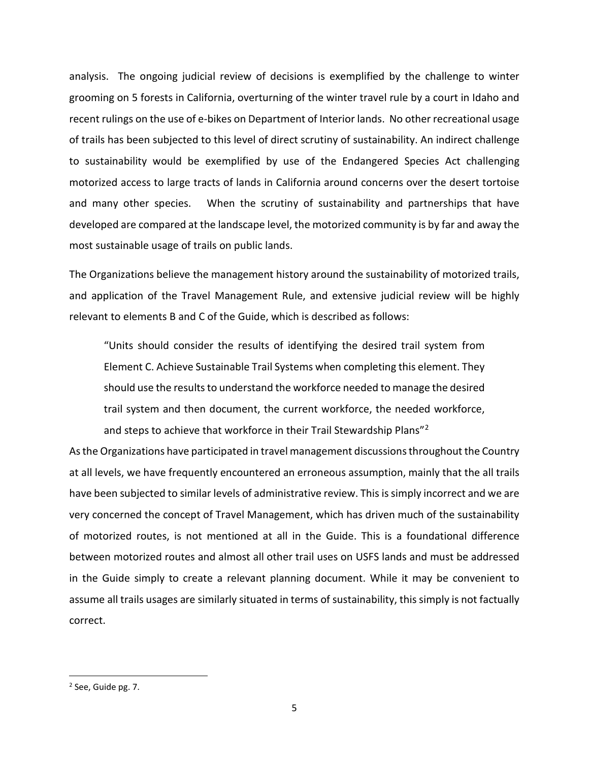analysis. The ongoing judicial review of decisions is exemplified by the challenge to winter grooming on 5 forests in California, overturning of the winter travel rule by a court in Idaho and recent rulings on the use of e-bikes on Department of Interior lands. No other recreational usage of trails has been subjected to this level of direct scrutiny of sustainability. An indirect challenge to sustainability would be exemplified by use of the Endangered Species Act challenging motorized access to large tracts of lands in California around concerns over the desert tortoise and many other species. When the scrutiny of sustainability and partnerships that have developed are compared at the landscape level, the motorized community is by far and away the most sustainable usage of trails on public lands.

The Organizations believe the management history around the sustainability of motorized trails, and application of the Travel Management Rule, and extensive judicial review will be highly relevant to elements B and C of the Guide, which is described as follows:

> "Units should consider the results of identifying the desired trail system from Element C. Achieve Sustainable Trail Systems when completing this element. They should use the results to understand the workforce needed to manage the desired trail system and then document, the current workforce, the needed workforce, and steps to achieve that workforce in their Trail Stewardship Plans"[2]

As the Organizations have participated in travel management discussions throughout the Country at all levels, we have frequently encountered an erroneous assumption, mainly that the all trails have been subjected to similar levels of administrative review. This is simply incorrect and we are very concerned the concept of Travel Management, which has driven much of the sustainability of motorized routes, is not mentioned at all in the Guide. This is a foundational difference between motorized routes and almost all other trail uses on USFS lands and must be addressed in the Guide simply to create a relevant planning document. While it may be convenient to assume all trails usages are similarly situated in terms of sustainability, this simply is not factually correct.

[2] See, Guide pg. 7.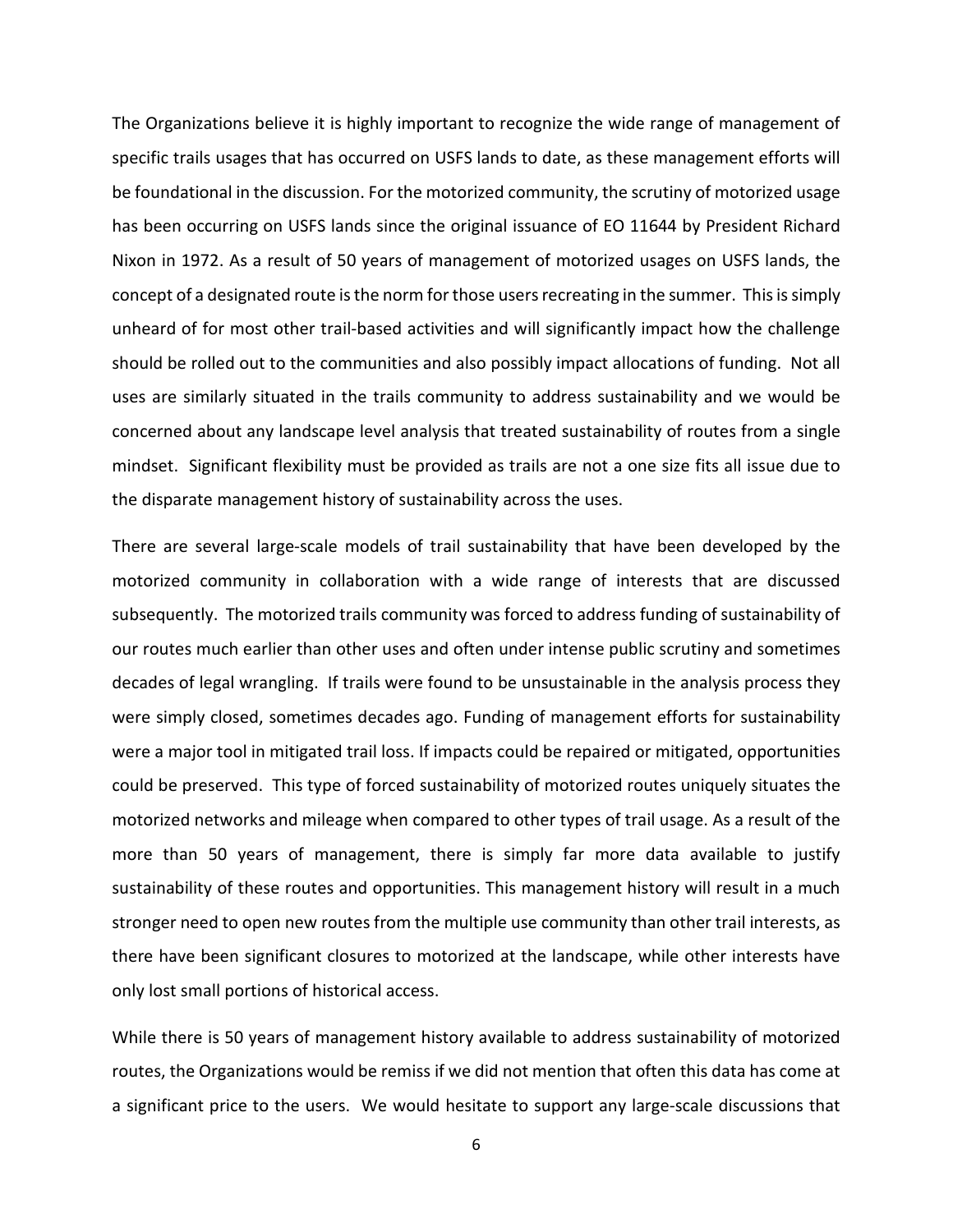The Organizations believe it is highly important to recognize the wide range of management of specific trails usages that has occurred on USFS lands to date, as these management efforts will be foundational in the discussion. For the motorized community, the scrutiny of motorized usage has been occurring on USFS lands since the original issuance of EO 11644 by President Richard Nixon in 1972. As a result of 50 years of management of motorized usages on USFS lands, the concept of a designated route is the norm for those users recreating in the summer. This is simply unheard of for most other trail-based activities and will significantly impact how the challenge should be rolled out to the communities and also possibly impact allocations of funding. Not all uses are similarly situated in the trails community to address sustainability and we would be concerned about any landscape level analysis that treated sustainability of routes from a single mindset. Significant flexibility must be provided as trails are not a one size fits all issue due to the disparate management history of sustainability across the uses.

There are several large-scale models of trail sustainability that have been developed by the motorized community in collaboration with a wide range of interests that are discussed subsequently. The motorized trails community was forced to address funding of sustainability of our routes much earlier than other uses and often under intense public scrutiny and sometimes decades of legal wrangling. If trails were found to be unsustainable in the analysis process they were simply closed, sometimes decades ago. Funding of management efforts for sustainability were a major tool in mitigated trail loss. If impacts could be repaired or mitigated, opportunities could be preserved. This type of forced sustainability of motorized routes uniquely situates the motorized networks and mileage when compared to other types of trail usage. As a result of the more than 50 years of management, there is simply far more data available to justify sustainability of these routes and opportunities. This management history will result in a much stronger need to open new routes from the multiple use community than other trail interests, as there have been significant closures to motorized at the landscape, while other interests have only lost small portions of historical access.

While there is 50 years of management history available to address sustainability of motorized routes, the Organizations would be remiss if we did not mention that often this data has come at a significant price to the users. We would hesitate to support any large-scale discussions that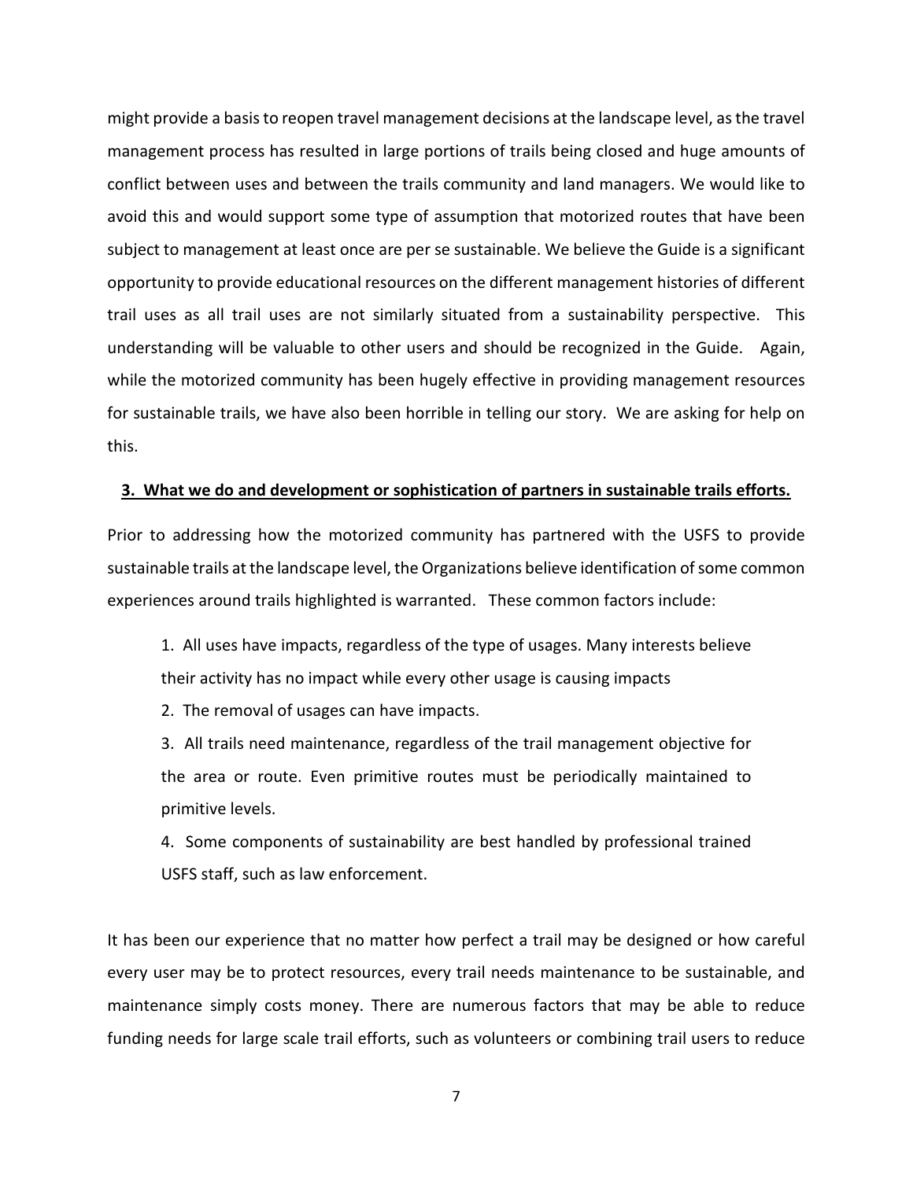might provide a basis to reopen travel management decisions at the landscape level, as the travel management process has resulted in large portions of trails being closed and huge amounts of conflict between uses and between the trails community and land managers. We would like to avoid this and would support some type of assumption that motorized routes that have been subject to management at least once are per se sustainable. We believe the Guide is a significant opportunity to provide educational resources on the different management histories of different trail uses as all trail uses are not similarly situated from a sustainability perspective. This understanding will be valuable to other users and should be recognized in the Guide. Again, while the motorized community has been hugely effective in providing management resources for sustainable trails, we have also been horrible in telling our story. We are asking for help on this.

### 3. What we do and development or sophistication of partners in sustainable trails efforts.

Prior to addressing how the motorized community has partnered with the USFS to provide sustainable trails at the landscape level, the Organizations believe identification of some common experiences around trails highlighted is warranted. These common factors include:

1. All uses have impacts, regardless of the type of usages. Many interests believe their activity has no impact while every other usage is causing impacts
2. The removal of usages can have impacts.
3. All trails need maintenance, regardless of the trail management objective for the area or route. Even primitive routes must be periodically maintained to primitive levels.
4. Some components of sustainability are best handled by professional trained USFS staff, such as law enforcement.

It has been our experience that no matter how perfect a trail may be designed or how careful every user may be to protect resources, every trail needs maintenance to be sustainable, and maintenance simply costs money. There are numerous factors that may be able to reduce funding needs for large scale trail efforts, such as volunteers or combining trail users to reduce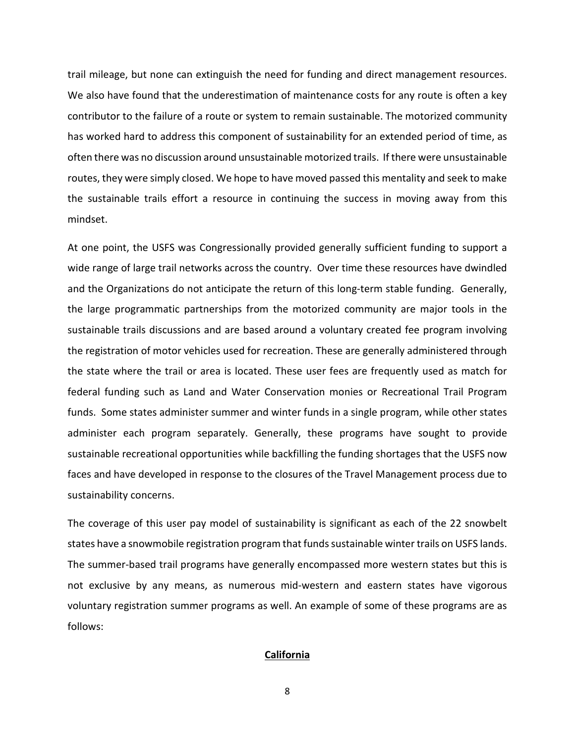trail mileage, but none can extinguish the need for funding and direct management resources. We also have found that the underestimation of maintenance costs for any route is often a key contributor to the failure of a route or system to remain sustainable. The motorized community has worked hard to address this component of sustainability for an extended period of time, as often there was no discussion around unsustainable motorized trails. If there were unsustainable routes, they were simply closed. We hope to have moved passed this mentality and seek to make the sustainable trails effort a resource in continuing the success in moving away from this mindset.

At one point, the USFS was Congressionally provided generally sufficient funding to support a wide range of large trail networks across the country. Over time these resources have dwindled and the Organizations do not anticipate the return of this long-term stable funding. Generally, the large programmatic partnerships from the motorized community are major tools in the sustainable trails discussions and are based around a voluntary created fee program involving the registration of motor vehicles used for recreation. These are generally administered through the state where the trail or area is located. These user fees are frequently used as match for federal funding such as Land and Water Conservation monies or Recreational Trail Program funds. Some states administer summer and winter funds in a single program, while other states administer each program separately. Generally, these programs have sought to provide sustainable recreational opportunities while backfilling the funding shortages that the USFS now faces and have developed in response to the closures of the Travel Management process due to sustainability concerns.

The coverage of this user pay model of sustainability is significant as each of the 22 snowbelt states have a snowmobile registration program that funds sustainable winter trails on USFS lands. The summer-based trail programs have generally encompassed more western states but this is not exclusive by any means, as numerous mid-western and eastern states have vigorous voluntary registration summer programs as well. An example of some of these programs are as follows:

**California**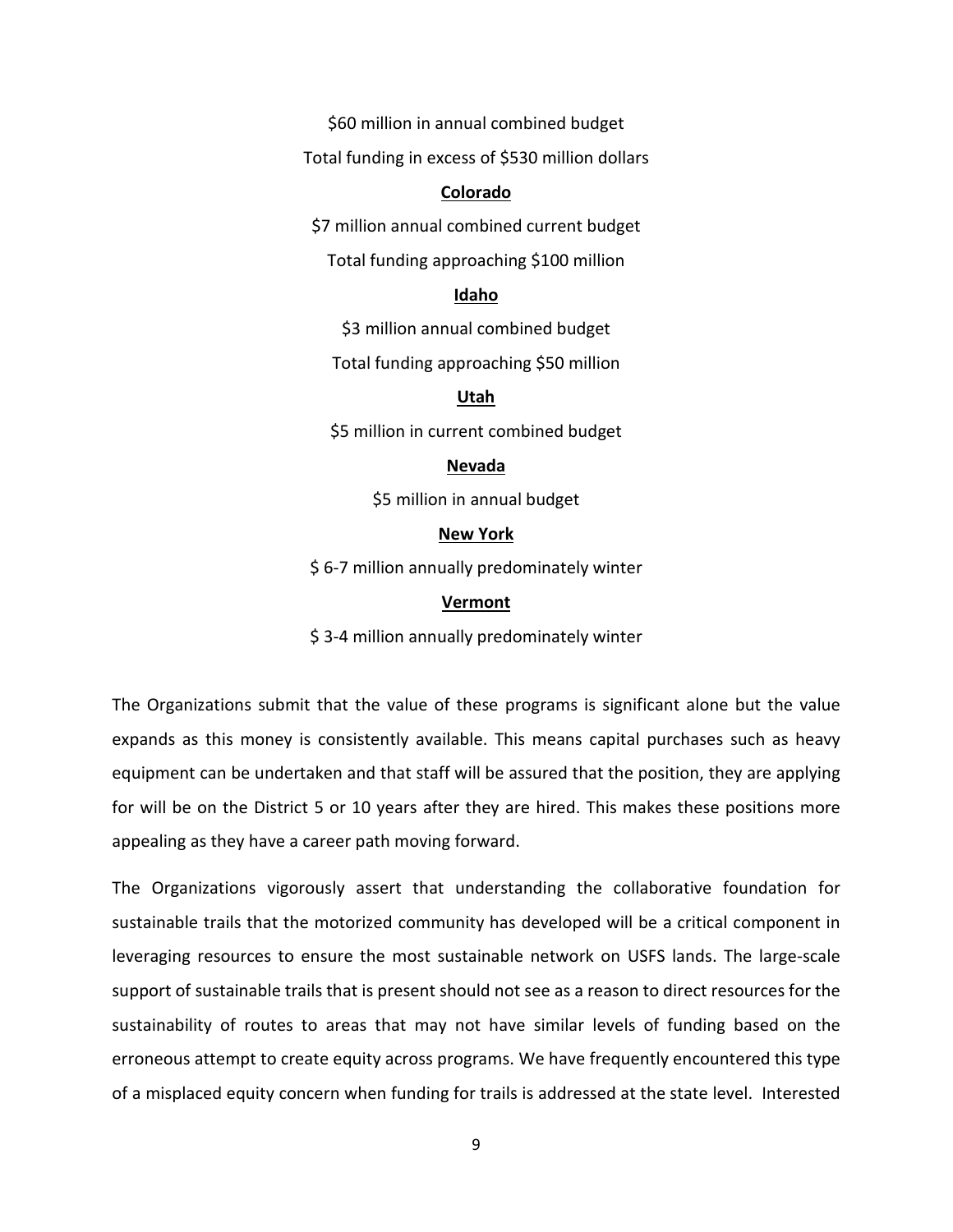$60 million in annual combined budget

Total funding in excess of $530 million dollars

**Colorado**

$7 million annual combined current budget

Total funding approaching $100 million

**Idaho**

$3 million annual combined budget

Total funding approaching $50 million

**Utah**

$5 million in current combined budget

**Nevada**

$5 million in annual budget

**New York**

$ 6-7 million annually predominately winter

**Vermont**

$ 3-4 million annually predominately winter

The Organizations submit that the value of these programs is significant alone but the value expands as this money is consistently available. This means capital purchases such as heavy equipment can be undertaken and that staff will be assured that the position, they are applying for will be on the District 5 or 10 years after they are hired. This makes these positions more appealing as they have a career path moving forward.

The Organizations vigorously assert that understanding the collaborative foundation for sustainable trails that the motorized community has developed will be a critical component in leveraging resources to ensure the most sustainable network on USFS lands. The large-scale support of sustainable trails that is present should not see as a reason to direct resources for the sustainability of routes to areas that may not have similar levels of funding based on the erroneous attempt to create equity across programs. We have frequently encountered this type of a misplaced equity concern when funding for trails is addressed at the state level. Interested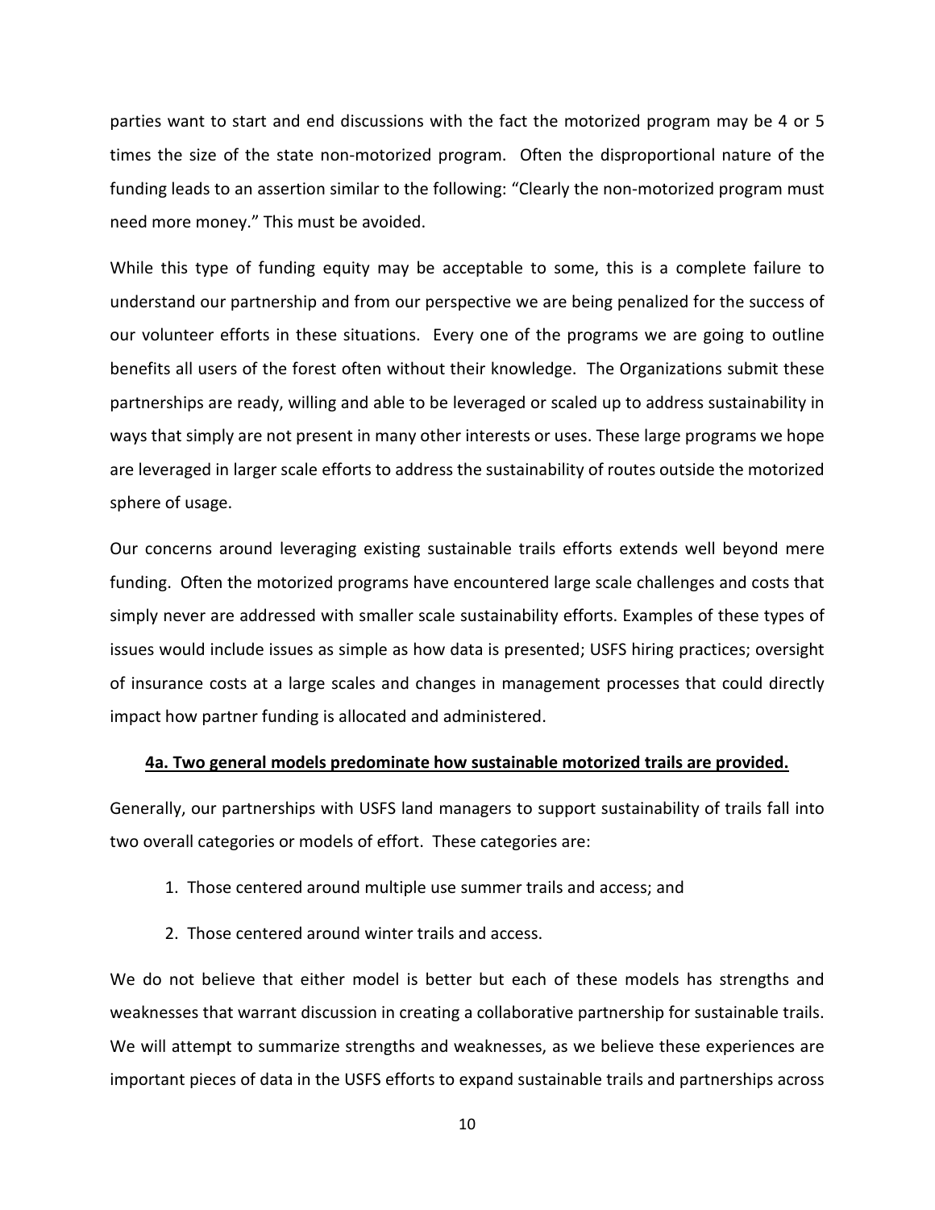parties want to start and end discussions with the fact the motorized program may be 4 or 5 times the size of the state non-motorized program. Often the disproportional nature of the funding leads to an assertion similar to the following: "Clearly the non-motorized program must need more money." This must be avoided.

While this type of funding equity may be acceptable to some, this is a complete failure to understand our partnership and from our perspective we are being penalized for the success of our volunteer efforts in these situations. Every one of the programs we are going to outline benefits all users of the forest often without their knowledge. The Organizations submit these partnerships are ready, willing and able to be leveraged or scaled up to address sustainability in ways that simply are not present in many other interests or uses. These large programs we hope are leveraged in larger scale efforts to address the sustainability of routes outside the motorized sphere of usage.

Our concerns around leveraging existing sustainable trails efforts extends well beyond mere funding. Often the motorized programs have encountered large scale challenges and costs that simply never are addressed with smaller scale sustainability efforts. Examples of these types of issues would include issues as simple as how data is presented; USFS hiring practices; oversight of insurance costs at a large scales and changes in management processes that could directly impact how partner funding is allocated and administered.

**4a. Two general models predominate how sustainable motorized trails are provided.**

Generally, our partnerships with USFS land managers to support sustainability of trails fall into two overall categories or models of effort. These categories are:

1. Those centered around multiple use summer trails and access; and
2. Those centered around winter trails and access.

We do not believe that either model is better but each of these models has strengths and weaknesses that warrant discussion in creating a collaborative partnership for sustainable trails. We will attempt to summarize strengths and weaknesses, as we believe these experiences are important pieces of data in the USFS efforts to expand sustainable trails and partnerships across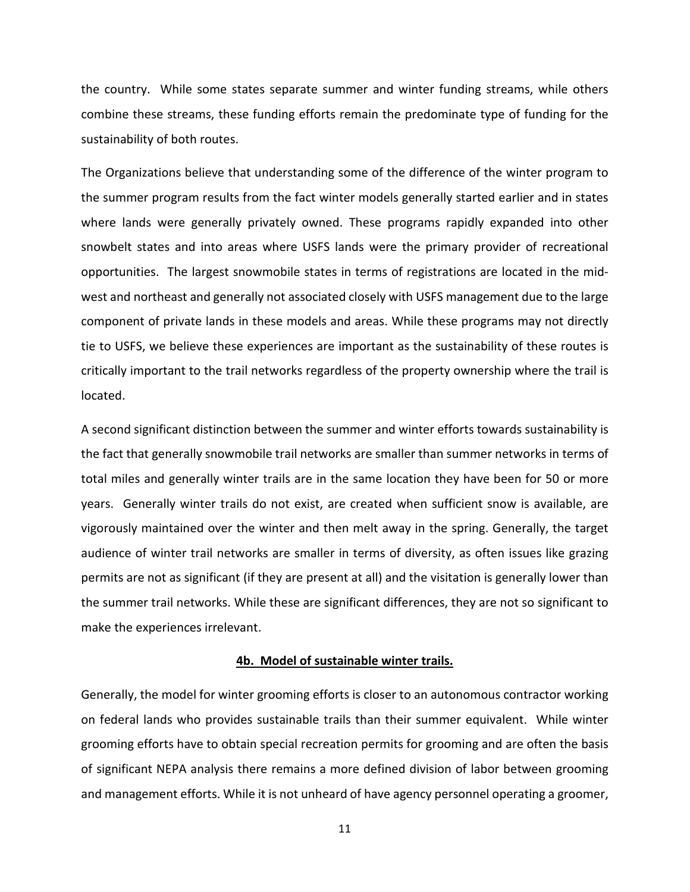the country. While some states separate summer and winter funding streams, while others combine these streams, these funding efforts remain the predominate type of funding for the sustainability of both routes.

The Organizations believe that understanding some of the difference of the winter program to the summer program results from the fact winter models generally started earlier and in states where lands were generally privately owned. These programs rapidly expanded into other snowbelt states and into areas where USFS lands were the primary provider of recreational opportunities. The largest snowmobile states in terms of registrations are located in the mid-west and northeast and generally not associated closely with USFS management due to the large component of private lands in these models and areas. While these programs may not directly tie to USFS, we believe these experiences are important as the sustainability of these routes is critically important to the trail networks regardless of the property ownership where the trail is located.

A second significant distinction between the summer and winter efforts towards sustainability is the fact that generally snowmobile trail networks are smaller than summer networks in terms of total miles and generally winter trails are in the same location they have been for 50 or more years. Generally winter trails do not exist, are created when sufficient snow is available, are vigorously maintained over the winter and then melt away in the spring. Generally, the target audience of winter trail networks are smaller in terms of diversity, as often issues like grazing permits are not as significant (if they are present at all) and the visitation is generally lower than the summer trail networks. While these are significant differences, they are not so significant to make the experiences irrelevant.

**4b. Model of sustainable winter trails.**

Generally, the model for winter grooming efforts is closer to an autonomous contractor working on federal lands who provides sustainable trails than their summer equivalent. While winter grooming efforts have to obtain special recreation permits for grooming and are often the basis of significant NEPA analysis there remains a more defined division of labor between grooming and management efforts. While it is not unheard of have agency personnel operating a groomer,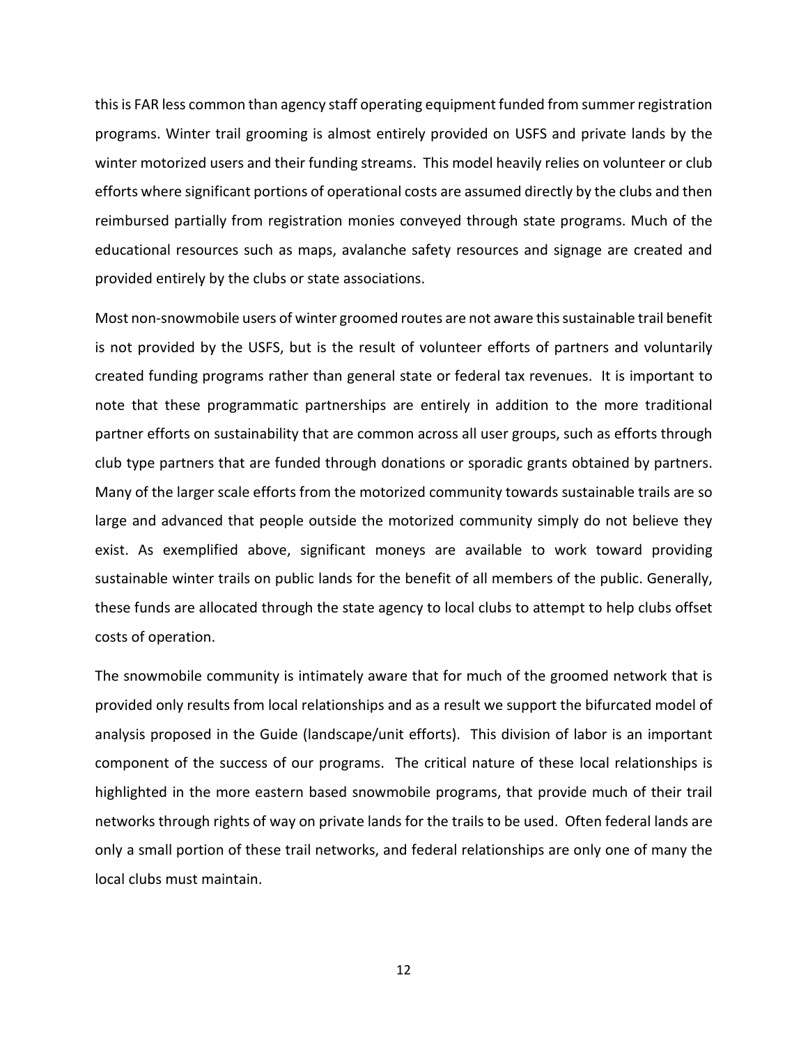this is FAR less common than agency staff operating equipment funded from summer registration programs. Winter trail grooming is almost entirely provided on USFS and private lands by the winter motorized users and their funding streams. This model heavily relies on volunteer or club efforts where significant portions of operational costs are assumed directly by the clubs and then reimbursed partially from registration monies conveyed through state programs. Much of the educational resources such as maps, avalanche safety resources and signage are created and provided entirely by the clubs or state associations.

Most non-snowmobile users of winter groomed routes are not aware this sustainable trail benefit is not provided by the USFS, but is the result of volunteer efforts of partners and voluntarily created funding programs rather than general state or federal tax revenues. It is important to note that these programmatic partnerships are entirely in addition to the more traditional partner efforts on sustainability that are common across all user groups, such as efforts through club type partners that are funded through donations or sporadic grants obtained by partners. Many of the larger scale efforts from the motorized community towards sustainable trails are so large and advanced that people outside the motorized community simply do not believe they exist. As exemplified above, significant moneys are available to work toward providing sustainable winter trails on public lands for the benefit of all members of the public. Generally, these funds are allocated through the state agency to local clubs to attempt to help clubs offset costs of operation.

The snowmobile community is intimately aware that for much of the groomed network that is provided only results from local relationships and as a result we support the bifurcated model of analysis proposed in the Guide (landscape/unit efforts). This division of labor is an important component of the success of our programs. The critical nature of these local relationships is highlighted in the more eastern based snowmobile programs, that provide much of their trail networks through rights of way on private lands for the trails to be used. Often federal lands are only a small portion of these trail networks, and federal relationships are only one of many the local clubs must maintain.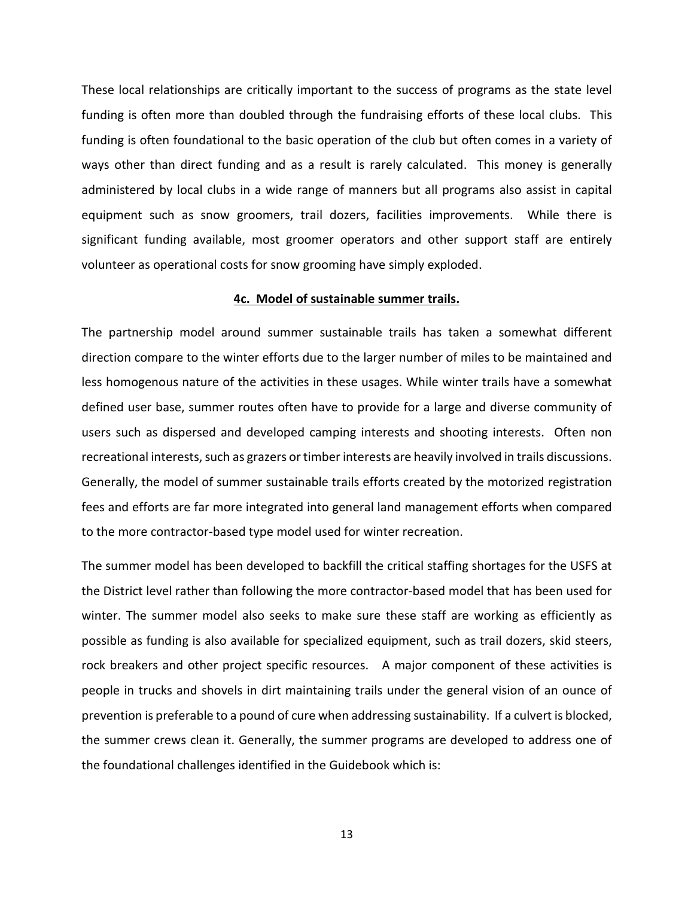These local relationships are critically important to the success of programs as the state level funding is often more than doubled through the fundraising efforts of these local clubs. This funding is often foundational to the basic operation of the club but often comes in a variety of ways other than direct funding and as a result is rarely calculated. This money is generally administered by local clubs in a wide range of manners but all programs also assist in capital equipment such as snow groomers, trail dozers, facilities improvements. While there is significant funding available, most groomer operators and other support staff are entirely volunteer as operational costs for snow grooming have simply exploded.

### **<u>4c. Model of sustainable summer trails.</u>**

The partnership model around summer sustainable trails has taken a somewhat different direction compare to the winter efforts due to the larger number of miles to be maintained and less homogenous nature of the activities in these usages. While winter trails have a somewhat defined user base, summer routes often have to provide for a large and diverse community of users such as dispersed and developed camping interests and shooting interests. Often non recreational interests, such as grazers or timber interests are heavily involved in trails discussions. Generally, the model of summer sustainable trails efforts created by the motorized registration fees and efforts are far more integrated into general land management efforts when compared to the more contractor-based type model used for winter recreation.

The summer model has been developed to backfill the critical staffing shortages for the USFS at the District level rather than following the more contractor-based model that has been used for winter. The summer model also seeks to make sure these staff are working as efficiently as possible as funding is also available for specialized equipment, such as trail dozers, skid steers, rock breakers and other project specific resources. A major component of these activities is people in trucks and shovels in dirt maintaining trails under the general vision of an ounce of prevention is preferable to a pound of cure when addressing sustainability. If a culvert is blocked, the summer crews clean it. Generally, the summer programs are developed to address one of the foundational challenges identified in the Guidebook which is: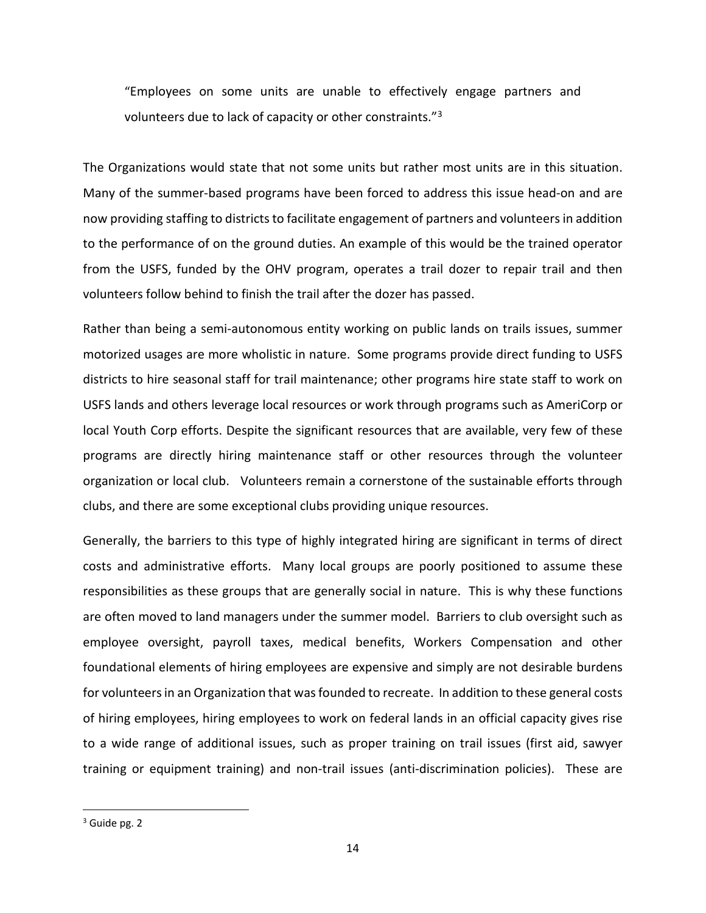> "Employees on some units are unable to effectively engage partners and volunteers due to lack of capacity or other constraints."[3]

The Organizations would state that not some units but rather most units are in this situation. Many of the summer-based programs have been forced to address this issue head-on and are now providing staffing to districts to facilitate engagement of partners and volunteers in addition to the performance of on the ground duties. An example of this would be the trained operator from the USFS, funded by the OHV program, operates a trail dozer to repair trail and then volunteers follow behind to finish the trail after the dozer has passed.

Rather than being a semi-autonomous entity working on public lands on trails issues, summer motorized usages are more wholistic in nature. Some programs provide direct funding to USFS districts to hire seasonal staff for trail maintenance; other programs hire state staff to work on USFS lands and others leverage local resources or work through programs such as AmeriCorp or local Youth Corp efforts. Despite the significant resources that are available, very few of these programs are directly hiring maintenance staff or other resources through the volunteer organization or local club. Volunteers remain a cornerstone of the sustainable efforts through clubs, and there are some exceptional clubs providing unique resources.

Generally, the barriers to this type of highly integrated hiring are significant in terms of direct costs and administrative efforts. Many local groups are poorly positioned to assume these responsibilities as these groups that are generally social in nature. This is why these functions are often moved to land managers under the summer model. Barriers to club oversight such as employee oversight, payroll taxes, medical benefits, Workers Compensation and other foundational elements of hiring employees are expensive and simply are not desirable burdens for volunteers in an Organization that was founded to recreate. In addition to these general costs of hiring employees, hiring employees to work on federal lands in an official capacity gives rise to a wide range of additional issues, such as proper training on trail issues (first aid, sawyer training or equipment training) and non-trail issues (anti-discrimination policies). These are

[3] Guide pg. 2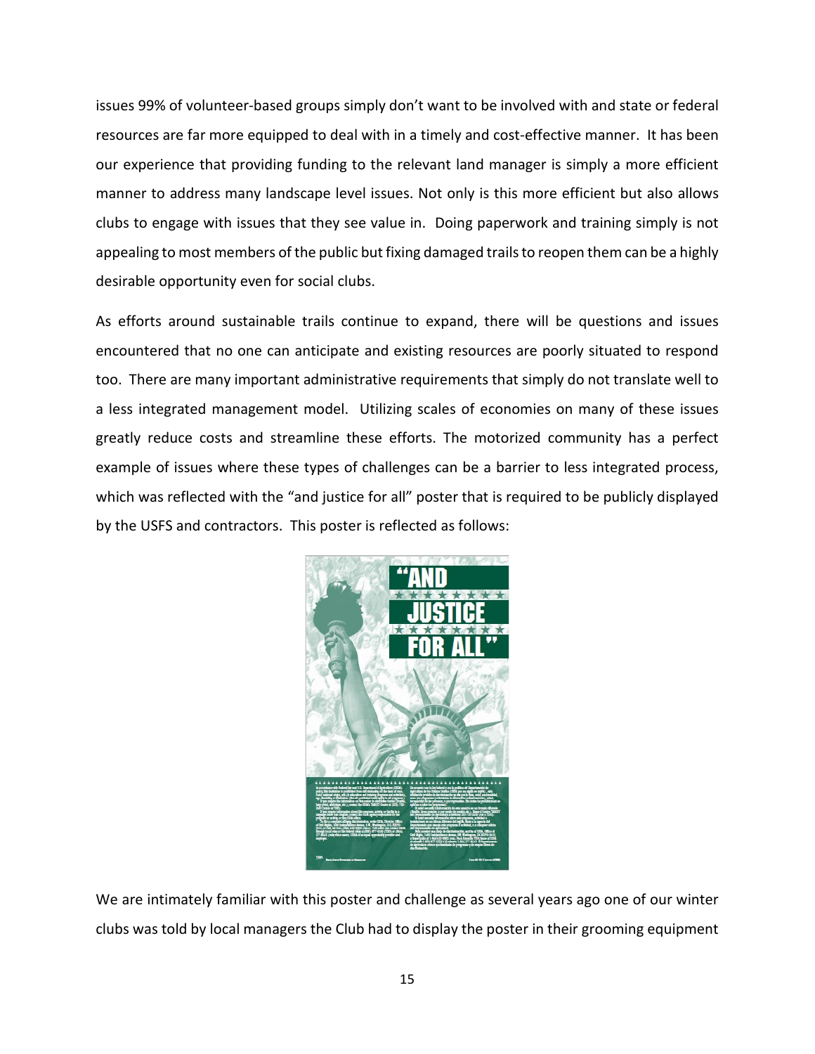issues 99% of volunteer-based groups simply don't want to be involved with and state or federal resources are far more equipped to deal with in a timely and cost-effective manner. It has been our experience that providing funding to the relevant land manager is simply a more efficient manner to address many landscape level issues. Not only is this more efficient but also allows clubs to engage with issues that they see value in. Doing paperwork and training simply is not appealing to most members of the public but fixing damaged trails to reopen them can be a highly desirable opportunity even for social clubs.

As efforts around sustainable trails continue to expand, there will be questions and issues encountered that no one can anticipate and existing resources are poorly situated to respond too. There are many important administrative requirements that simply do not translate well to a less integrated management model. Utilizing scales of economies on many of these issues greatly reduce costs and streamline these efforts. The motorized community has a perfect example of issues where these types of challenges can be a barrier to less integrated process, which was reflected with the "and justice for all" poster that is required to be publicly displayed by the USFS and contractors. This poster is reflected as follows:

We are intimately familiar with this poster and challenge as several years ago one of our winter clubs was told by local managers the Club had to display the poster in their grooming equipment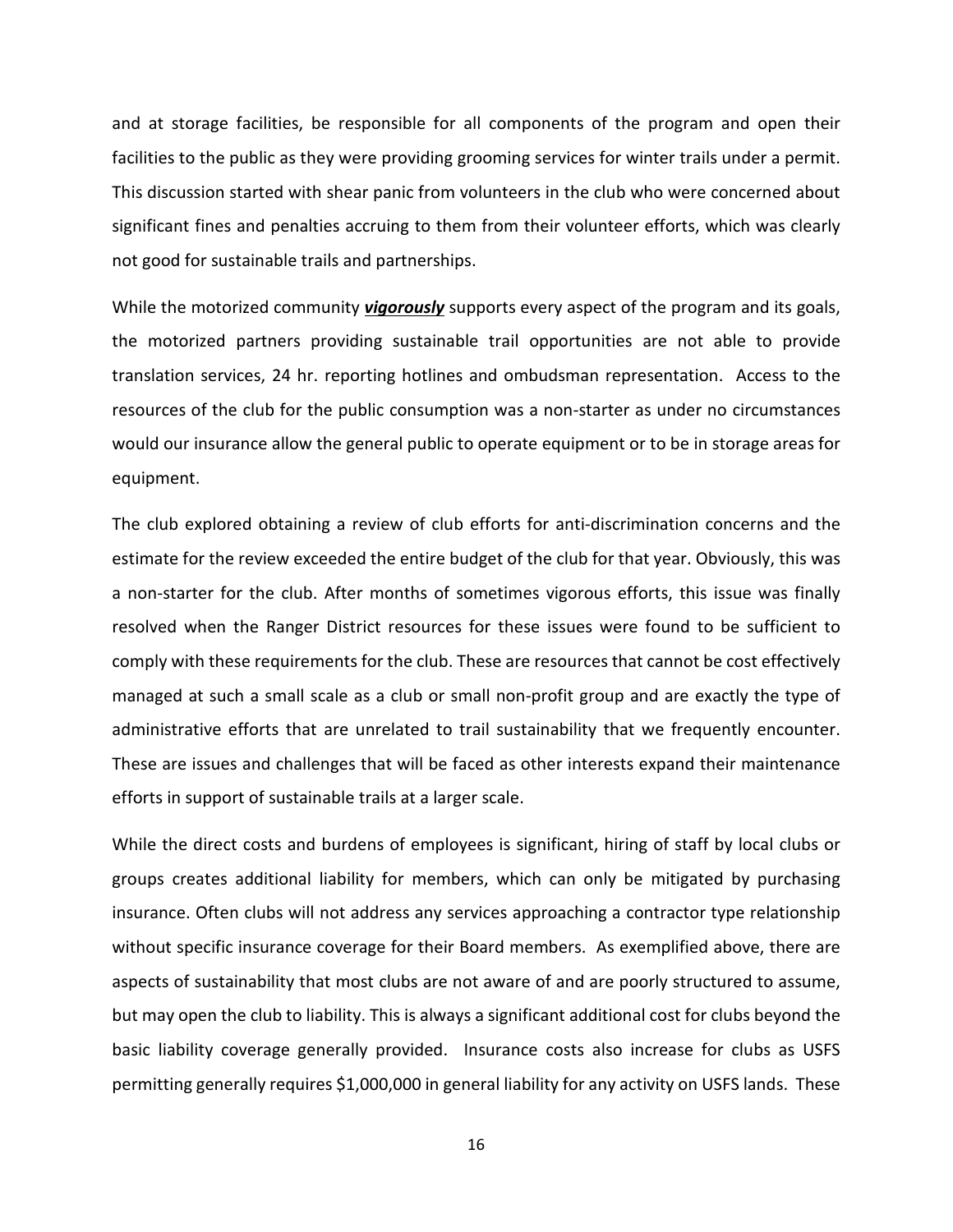and at storage facilities, be responsible for all components of the program and open their facilities to the public as they were providing grooming services for winter trails under a permit. This discussion started with shear panic from volunteers in the club who were concerned about significant fines and penalties accruing to them from their volunteer efforts, which was clearly not good for sustainable trails and partnerships.

While the motorized community ***vigorously*** supports every aspect of the program and its goals, the motorized partners providing sustainable trail opportunities are not able to provide translation services, 24 hr. reporting hotlines and ombudsman representation. Access to the resources of the club for the public consumption was a non-starter as under no circumstances would our insurance allow the general public to operate equipment or to be in storage areas for equipment.

The club explored obtaining a review of club efforts for anti-discrimination concerns and the estimate for the review exceeded the entire budget of the club for that year. Obviously, this was a non-starter for the club. After months of sometimes vigorous efforts, this issue was finally resolved when the Ranger District resources for these issues were found to be sufficient to comply with these requirements for the club. These are resources that cannot be cost effectively managed at such a small scale as a club or small non-profit group and are exactly the type of administrative efforts that are unrelated to trail sustainability that we frequently encounter. These are issues and challenges that will be faced as other interests expand their maintenance efforts in support of sustainable trails at a larger scale.

While the direct costs and burdens of employees is significant, hiring of staff by local clubs or groups creates additional liability for members, which can only be mitigated by purchasing insurance. Often clubs will not address any services approaching a contractor type relationship without specific insurance coverage for their Board members. As exemplified above, there are aspects of sustainability that most clubs are not aware of and are poorly structured to assume, but may open the club to liability. This is always a significant additional cost for clubs beyond the basic liability coverage generally provided. Insurance costs also increase for clubs as USFS permitting generally requires $1,000,000 in general liability for any activity on USFS lands. These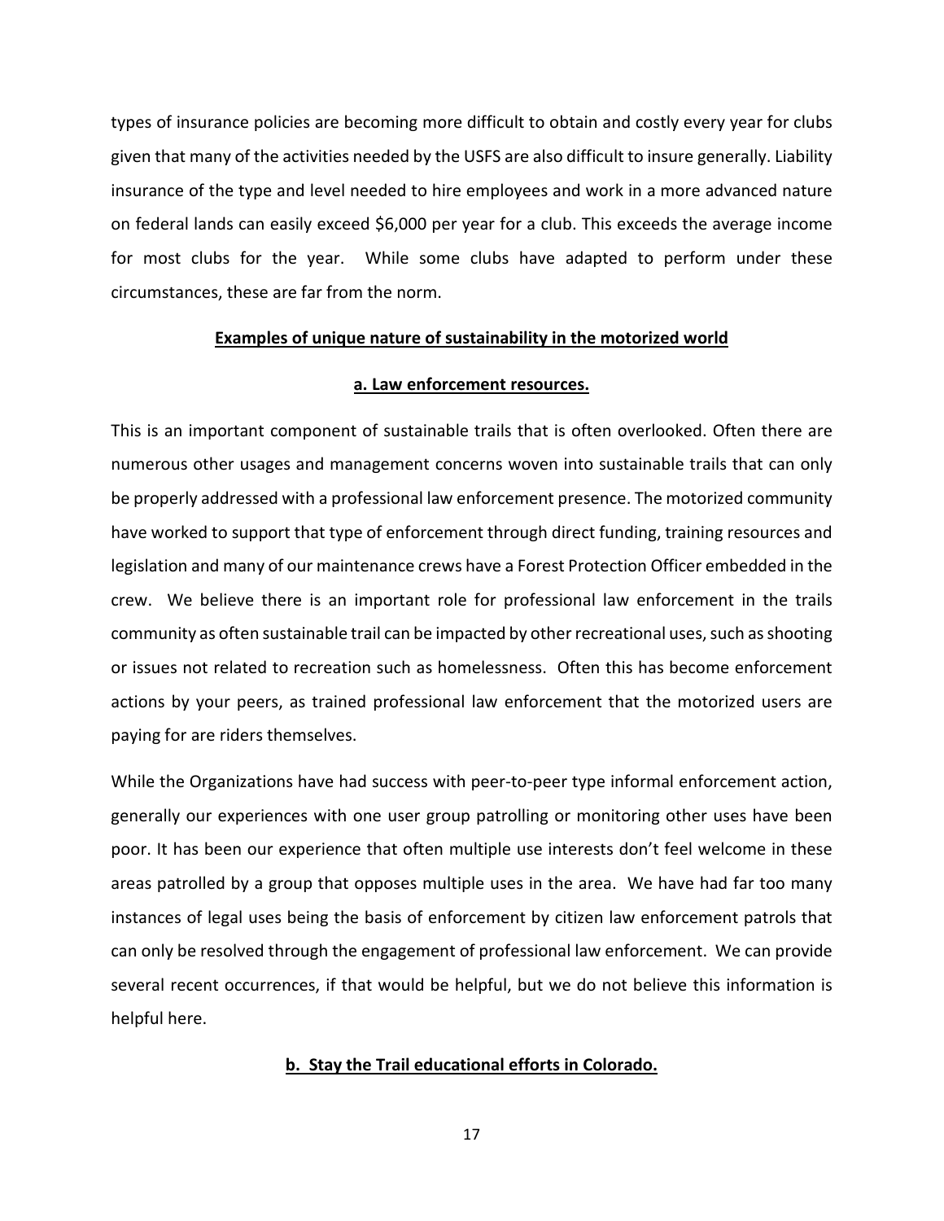types of insurance policies are becoming more difficult to obtain and costly every year for clubs given that many of the activities needed by the USFS are also difficult to insure generally. Liability insurance of the type and level needed to hire employees and work in a more advanced nature on federal lands can easily exceed $6,000 per year for a club. This exceeds the average income for most clubs for the year. While some clubs have adapted to perform under these circumstances, these are far from the norm.

**Examples of unique nature of sustainability in the motorized world**

**a. Law enforcement resources.**

This is an important component of sustainable trails that is often overlooked. Often there are numerous other usages and management concerns woven into sustainable trails that can only be properly addressed with a professional law enforcement presence. The motorized community have worked to support that type of enforcement through direct funding, training resources and legislation and many of our maintenance crews have a Forest Protection Officer embedded in the crew. We believe there is an important role for professional law enforcement in the trails community as often sustainable trail can be impacted by other recreational uses, such as shooting or issues not related to recreation such as homelessness. Often this has become enforcement actions by your peers, as trained professional law enforcement that the motorized users are paying for are riders themselves.

While the Organizations have had success with peer-to-peer type informal enforcement action, generally our experiences with one user group patrolling or monitoring other uses have been poor. It has been our experience that often multiple use interests don't feel welcome in these areas patrolled by a group that opposes multiple uses in the area. We have had far too many instances of legal uses being the basis of enforcement by citizen law enforcement patrols that can only be resolved through the engagement of professional law enforcement. We can provide several recent occurrences, if that would be helpful, but we do not believe this information is helpful here.

**b. Stay the Trail educational efforts in Colorado.**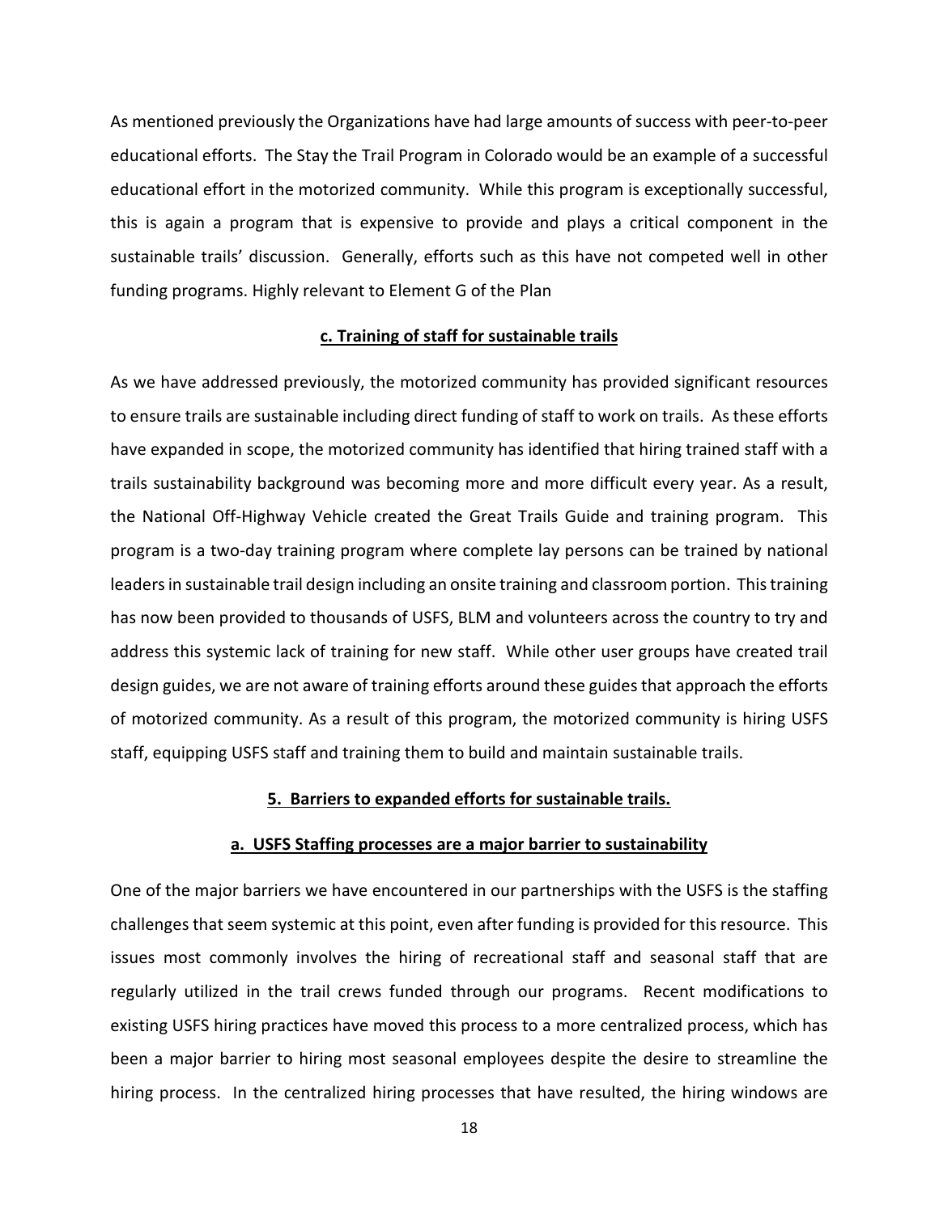As mentioned previously the Organizations have had large amounts of success with peer-to-peer educational efforts. The Stay the Trail Program in Colorado would be an example of a successful educational effort in the motorized community. While this program is exceptionally successful, this is again a program that is expensive to provide and plays a critical component in the sustainable trails' discussion. Generally, efforts such as this have not competed well in other funding programs. Highly relevant to Element G of the Plan

**c. Training of staff for sustainable trails**

As we have addressed previously, the motorized community has provided significant resources to ensure trails are sustainable including direct funding of staff to work on trails. As these efforts have expanded in scope, the motorized community has identified that hiring trained staff with a trails sustainability background was becoming more and more difficult every year. As a result, the National Off-Highway Vehicle created the Great Trails Guide and training program. This program is a two-day training program where complete lay persons can be trained by national leaders in sustainable trail design including an onsite training and classroom portion. This training has now been provided to thousands of USFS, BLM and volunteers across the country to try and address this systemic lack of training for new staff. While other user groups have created trail design guides, we are not aware of training efforts around these guides that approach the efforts of motorized community. As a result of this program, the motorized community is hiring USFS staff, equipping USFS staff and training them to build and maintain sustainable trails.

**5. Barriers to expanded efforts for sustainable trails.**

**a. USFS Staffing processes are a major barrier to sustainability**

One of the major barriers we have encountered in our partnerships with the USFS is the staffing challenges that seem systemic at this point, even after funding is provided for this resource. This issues most commonly involves the hiring of recreational staff and seasonal staff that are regularly utilized in the trail crews funded through our programs. Recent modifications to existing USFS hiring practices have moved this process to a more centralized process, which has been a major barrier to hiring most seasonal employees despite the desire to streamline the hiring process. In the centralized hiring processes that have resulted, the hiring windows are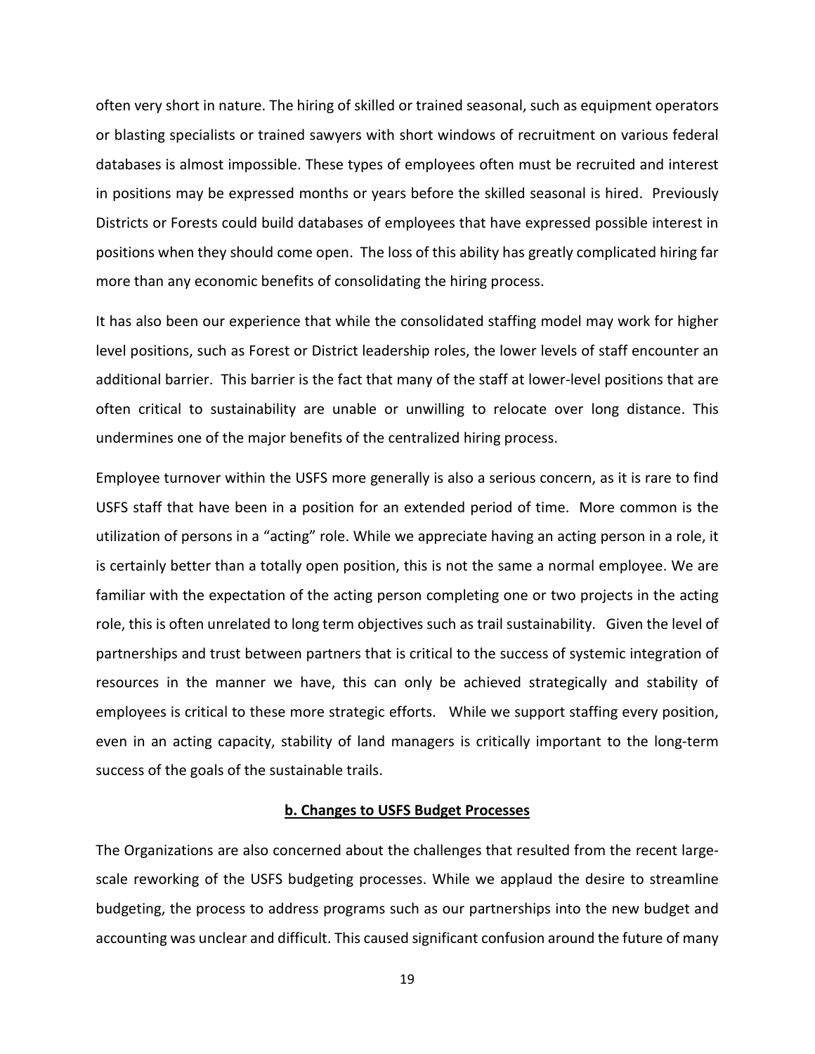often very short in nature. The hiring of skilled or trained seasonal, such as equipment operators or blasting specialists or trained sawyers with short windows of recruitment on various federal databases is almost impossible. These types of employees often must be recruited and interest in positions may be expressed months or years before the skilled seasonal is hired. Previously Districts or Forests could build databases of employees that have expressed possible interest in positions when they should come open. The loss of this ability has greatly complicated hiring far more than any economic benefits of consolidating the hiring process.

It has also been our experience that while the consolidated staffing model may work for higher level positions, such as Forest or District leadership roles, the lower levels of staff encounter an additional barrier. This barrier is the fact that many of the staff at lower-level positions that are often critical to sustainability are unable or unwilling to relocate over long distance. This undermines one of the major benefits of the centralized hiring process.

Employee turnover within the USFS more generally is also a serious concern, as it is rare to find USFS staff that have been in a position for an extended period of time. More common is the utilization of persons in a "acting" role. While we appreciate having an acting person in a role, it is certainly better than a totally open position, this is not the same a normal employee. We are familiar with the expectation of the acting person completing one or two projects in the acting role, this is often unrelated to long term objectives such as trail sustainability. Given the level of partnerships and trust between partners that is critical to the success of systemic integration of resources in the manner we have, this can only be achieved strategically and stability of employees is critical to these more strategic efforts. While we support staffing every position, even in an acting capacity, stability of land managers is critically important to the long-term success of the goals of the sustainable trails.

**b. Changes to USFS Budget Processes**

The Organizations are also concerned about the challenges that resulted from the recent large-scale reworking of the USFS budgeting processes. While we applaud the desire to streamline budgeting, the process to address programs such as our partnerships into the new budget and accounting was unclear and difficult. This caused significant confusion around the future of many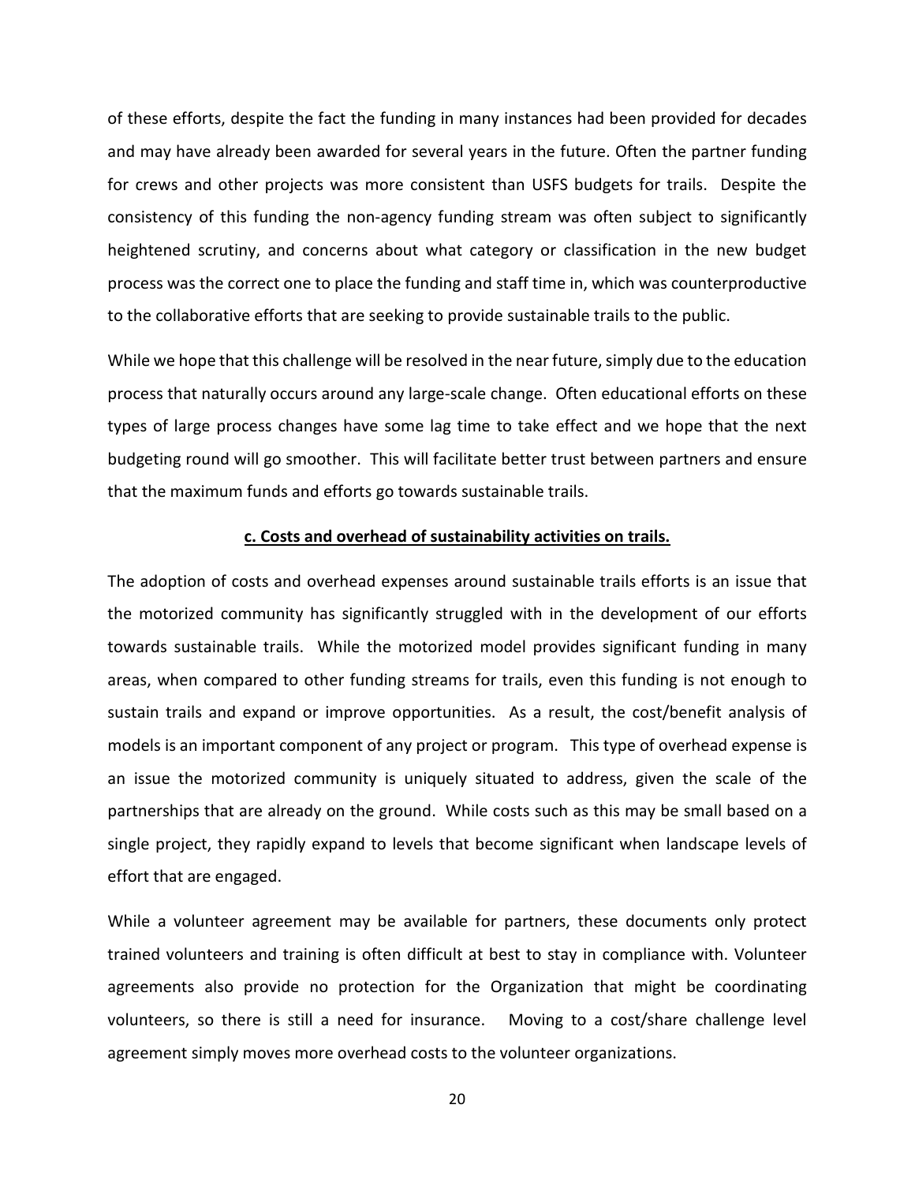of these efforts, despite the fact the funding in many instances had been provided for decades and may have already been awarded for several years in the future. Often the partner funding for crews and other projects was more consistent than USFS budgets for trails. Despite the consistency of this funding the non-agency funding stream was often subject to significantly heightened scrutiny, and concerns about what category or classification in the new budget process was the correct one to place the funding and staff time in, which was counterproductive to the collaborative efforts that are seeking to provide sustainable trails to the public.

While we hope that this challenge will be resolved in the near future, simply due to the education process that naturally occurs around any large-scale change. Often educational efforts on these types of large process changes have some lag time to take effect and we hope that the next budgeting round will go smoother. This will facilitate better trust between partners and ensure that the maximum funds and efforts go towards sustainable trails.

### c. Costs and overhead of sustainability activities on trails.

The adoption of costs and overhead expenses around sustainable trails efforts is an issue that the motorized community has significantly struggled with in the development of our efforts towards sustainable trails. While the motorized model provides significant funding in many areas, when compared to other funding streams for trails, even this funding is not enough to sustain trails and expand or improve opportunities. As a result, the cost/benefit analysis of models is an important component of any project or program. This type of overhead expense is an issue the motorized community is uniquely situated to address, given the scale of the partnerships that are already on the ground. While costs such as this may be small based on a single project, they rapidly expand to levels that become significant when landscape levels of effort that are engaged.

While a volunteer agreement may be available for partners, these documents only protect trained volunteers and training is often difficult at best to stay in compliance with. Volunteer agreements also provide no protection for the Organization that might be coordinating volunteers, so there is still a need for insurance. Moving to a cost/share challenge level agreement simply moves more overhead costs to the volunteer organizations.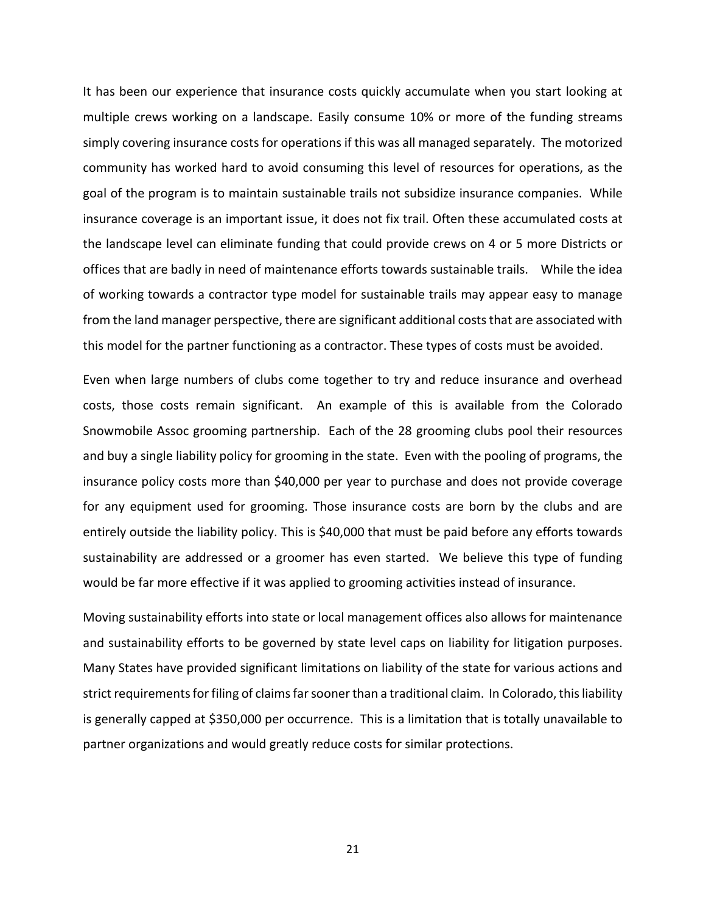It has been our experience that insurance costs quickly accumulate when you start looking at multiple crews working on a landscape. Easily consume 10% or more of the funding streams simply covering insurance costs for operations if this was all managed separately. The motorized community has worked hard to avoid consuming this level of resources for operations, as the goal of the program is to maintain sustainable trails not subsidize insurance companies. While insurance coverage is an important issue, it does not fix trail. Often these accumulated costs at the landscape level can eliminate funding that could provide crews on 4 or 5 more Districts or offices that are badly in need of maintenance efforts towards sustainable trails. While the idea of working towards a contractor type model for sustainable trails may appear easy to manage from the land manager perspective, there are significant additional costs that are associated with this model for the partner functioning as a contractor. These types of costs must be avoided.

Even when large numbers of clubs come together to try and reduce insurance and overhead costs, those costs remain significant. An example of this is available from the Colorado Snowmobile Assoc grooming partnership. Each of the 28 grooming clubs pool their resources and buy a single liability policy for grooming in the state. Even with the pooling of programs, the insurance policy costs more than $40,000 per year to purchase and does not provide coverage for any equipment used for grooming. Those insurance costs are born by the clubs and are entirely outside the liability policy. This is $40,000 that must be paid before any efforts towards sustainability are addressed or a groomer has even started. We believe this type of funding would be far more effective if it was applied to grooming activities instead of insurance.

Moving sustainability efforts into state or local management offices also allows for maintenance and sustainability efforts to be governed by state level caps on liability for litigation purposes. Many States have provided significant limitations on liability of the state for various actions and strict requirements for filing of claims far sooner than a traditional claim. In Colorado, this liability is generally capped at $350,000 per occurrence. This is a limitation that is totally unavailable to partner organizations and would greatly reduce costs for similar protections.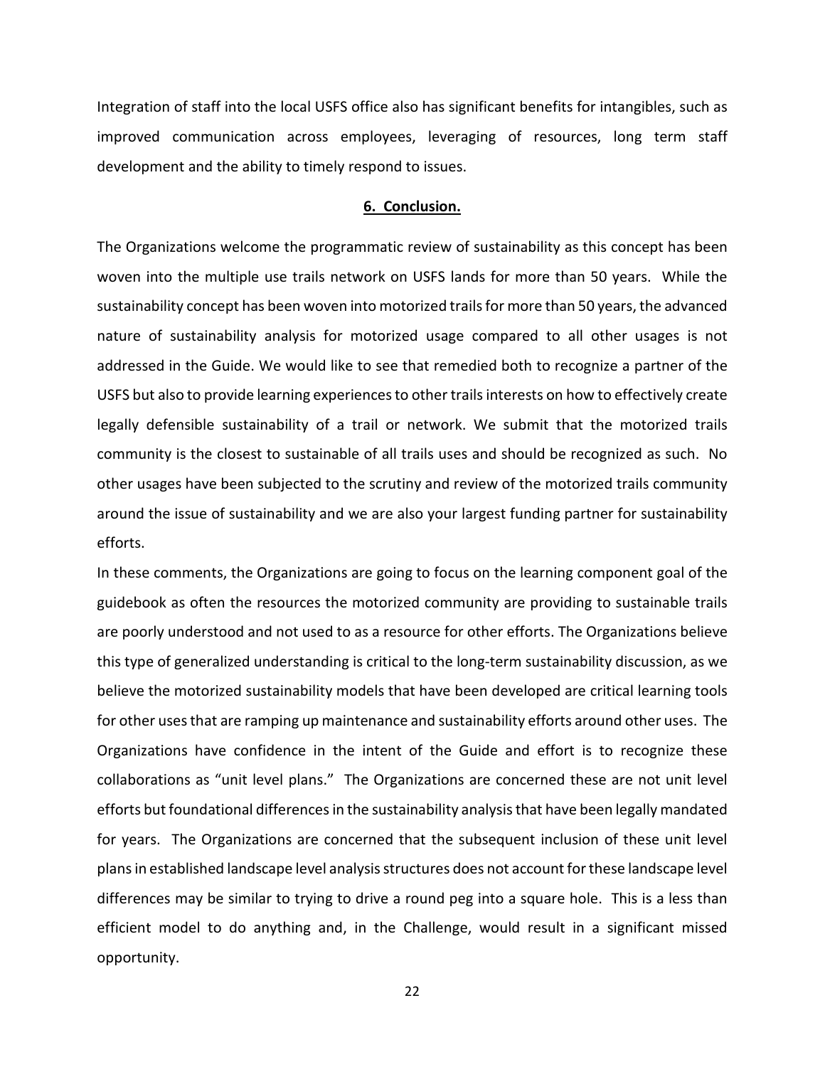Integration of staff into the local USFS office also has significant benefits for intangibles, such as improved communication across employees, leveraging of resources, long term staff development and the ability to timely respond to issues.

## **6. Conclusion.**

The Organizations welcome the programmatic review of sustainability as this concept has been woven into the multiple use trails network on USFS lands for more than 50 years. While the sustainability concept has been woven into motorized trails for more than 50 years, the advanced nature of sustainability analysis for motorized usage compared to all other usages is not addressed in the Guide. We would like to see that remedied both to recognize a partner of the USFS but also to provide learning experiences to other trails interests on how to effectively create legally defensible sustainability of a trail or network. We submit that the motorized trails community is the closest to sustainable of all trails uses and should be recognized as such. No other usages have been subjected to the scrutiny and review of the motorized trails community around the issue of sustainability and we are also your largest funding partner for sustainability efforts.

In these comments, the Organizations are going to focus on the learning component goal of the guidebook as often the resources the motorized community are providing to sustainable trails are poorly understood and not used to as a resource for other efforts. The Organizations believe this type of generalized understanding is critical to the long-term sustainability discussion, as we believe the motorized sustainability models that have been developed are critical learning tools for other uses that are ramping up maintenance and sustainability efforts around other uses. The Organizations have confidence in the intent of the Guide and effort is to recognize these collaborations as "unit level plans." The Organizations are concerned these are not unit level efforts but foundational differences in the sustainability analysis that have been legally mandated for years. The Organizations are concerned that the subsequent inclusion of these unit level plans in established landscape level analysis structures does not account for these landscape level differences may be similar to trying to drive a round peg into a square hole. This is a less than efficient model to do anything and, in the Challenge, would result in a significant missed opportunity.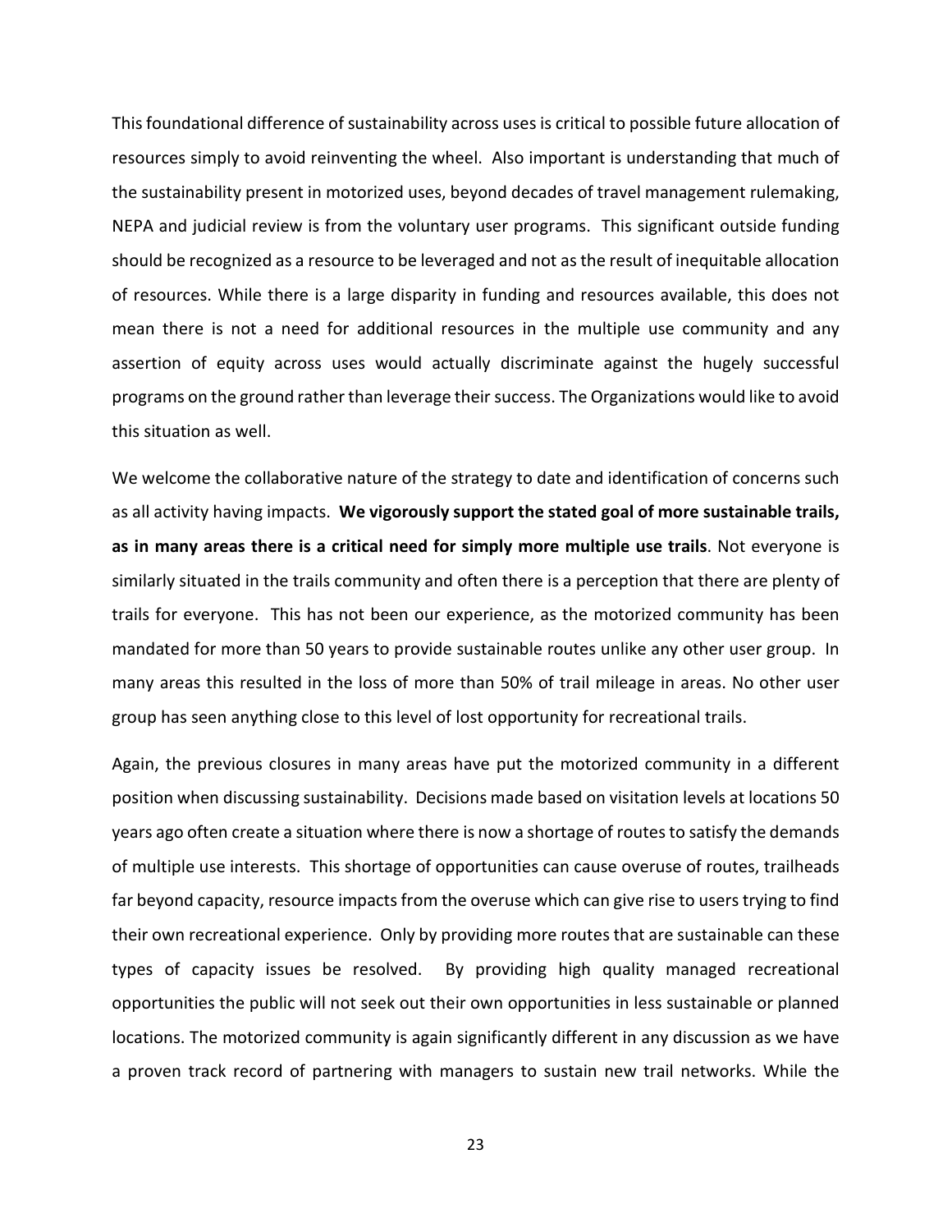This foundational difference of sustainability across uses is critical to possible future allocation of resources simply to avoid reinventing the wheel. Also important is understanding that much of the sustainability present in motorized uses, beyond decades of travel management rulemaking, NEPA and judicial review is from the voluntary user programs. This significant outside funding should be recognized as a resource to be leveraged and not as the result of inequitable allocation of resources. While there is a large disparity in funding and resources available, this does not mean there is not a need for additional resources in the multiple use community and any assertion of equity across uses would actually discriminate against the hugely successful programs on the ground rather than leverage their success. The Organizations would like to avoid this situation as well.

We welcome the collaborative nature of the strategy to date and identification of concerns such as all activity having impacts. **We vigorously support the stated goal of more sustainable trails, as in many areas there is a critical need for simply more multiple use trails**. Not everyone is similarly situated in the trails community and often there is a perception that there are plenty of trails for everyone. This has not been our experience, as the motorized community has been mandated for more than 50 years to provide sustainable routes unlike any other user group. In many areas this resulted in the loss of more than 50% of trail mileage in areas. No other user group has seen anything close to this level of lost opportunity for recreational trails.

Again, the previous closures in many areas have put the motorized community in a different position when discussing sustainability. Decisions made based on visitation levels at locations 50 years ago often create a situation where there is now a shortage of routes to satisfy the demands of multiple use interests. This shortage of opportunities can cause overuse of routes, trailheads far beyond capacity, resource impacts from the overuse which can give rise to users trying to find their own recreational experience. Only by providing more routes that are sustainable can these types of capacity issues be resolved. By providing high quality managed recreational opportunities the public will not seek out their own opportunities in less sustainable or planned locations. The motorized community is again significantly different in any discussion as we have a proven track record of partnering with managers to sustain new trail networks. While the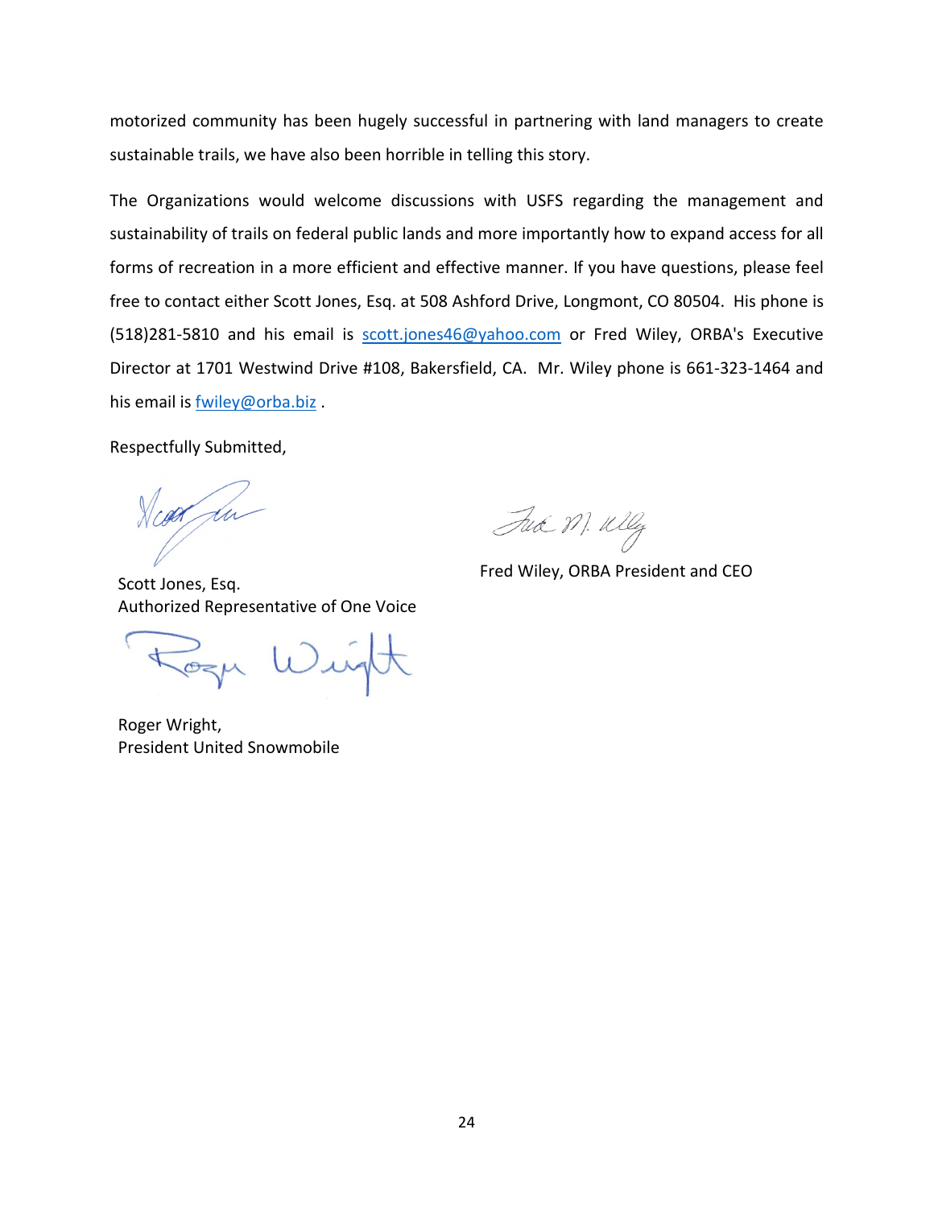motorized community has been hugely successful in partnering with land managers to create sustainable trails, we have also been horrible in telling this story.

The Organizations would welcome discussions with USFS regarding the management and sustainability of trails on federal public lands and more importantly how to expand access for all forms of recreation in a more efficient and effective manner. If you have questions, please feel free to contact either Scott Jones, Esq. at 508 Ashford Drive, Longmont, CO 80504. His phone is (518)281-5810 and his email is scott.jones46@yahoo.com or Fred Wiley, ORBA's Executive Director at 1701 Westwind Drive #108, Bakersfield, CA. Mr. Wiley phone is 661-323-1464 and his email is fwiley@orba.biz .

Respectfully Submitted,

Scott Jones, Esq.
Authorized Representative of One Voice

Fred Wiley, ORBA President and CEO

Roger Wright,
President United Snowmobile